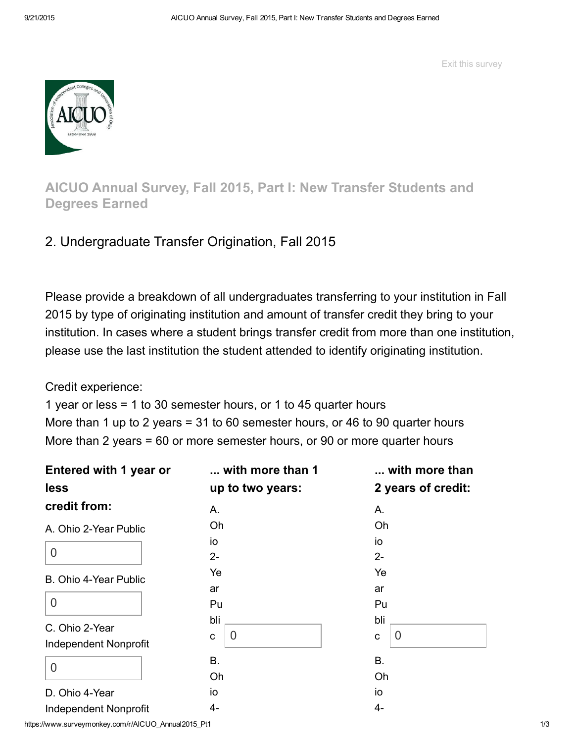Exit this survey

# AICUO Annual Survey, Fall 2015, Part I: New Transfer Students and Degrees Earned

## 2. Undergraduate Transfer Origination, Fall 2015

Please provide a breakdown of all undergraduates transferring to your institution in Fall 2015 by type of originating institution and amount of transfer credit they bring to your institution. In cases where a student brings transfer credit from more than one institution, please use the last institution the student attended to identify originating institution.

Credit experience:
1 year or less = 1 to 30 semester hours, or 1 to 45 quarter hours
More than 1 up to 2 years = 31 to 60 semester hours, or 46 to 90 quarter hours
More than 2 years = 60 or more semester hours, or 90 or more quarter hours

**Entered with 1 year or less credit from:**

A. Ohio 2-Year Public

0

B. Ohio 4-Year Public

0

C. Ohio 2-Year Independent Nonprofit

0

D. Ohio 4-Year Independent Nonprofit

**... with more than 1 up to two years:**

A. Ohio 2-Year Public

0

B. Ohio 4-

**... with more than 2 years of credit:**

A. Ohio 2-Year Public

0

B. Ohio 4-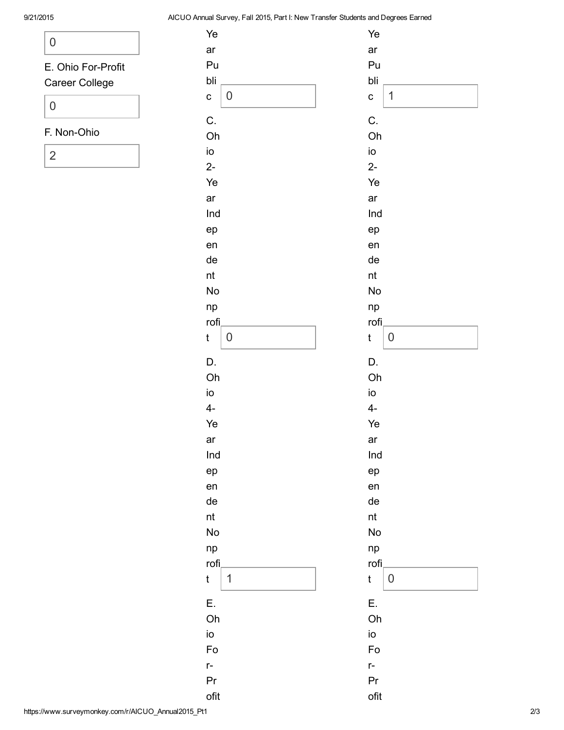0

E. Ohio For-Profit Career College

0

F. Non-Ohio

2

Year Public

0

C. Ohio 2-Year Independent Nonprofit

0

D. Ohio 4-Year Independent Nonprofit

1

E. Ohio For-Profit

Year Public

1

C. Ohio 2-Year Independent Nonprofit

0

D. Ohio 4-Year Independent Nonprofit

0

E. Ohio For-Profit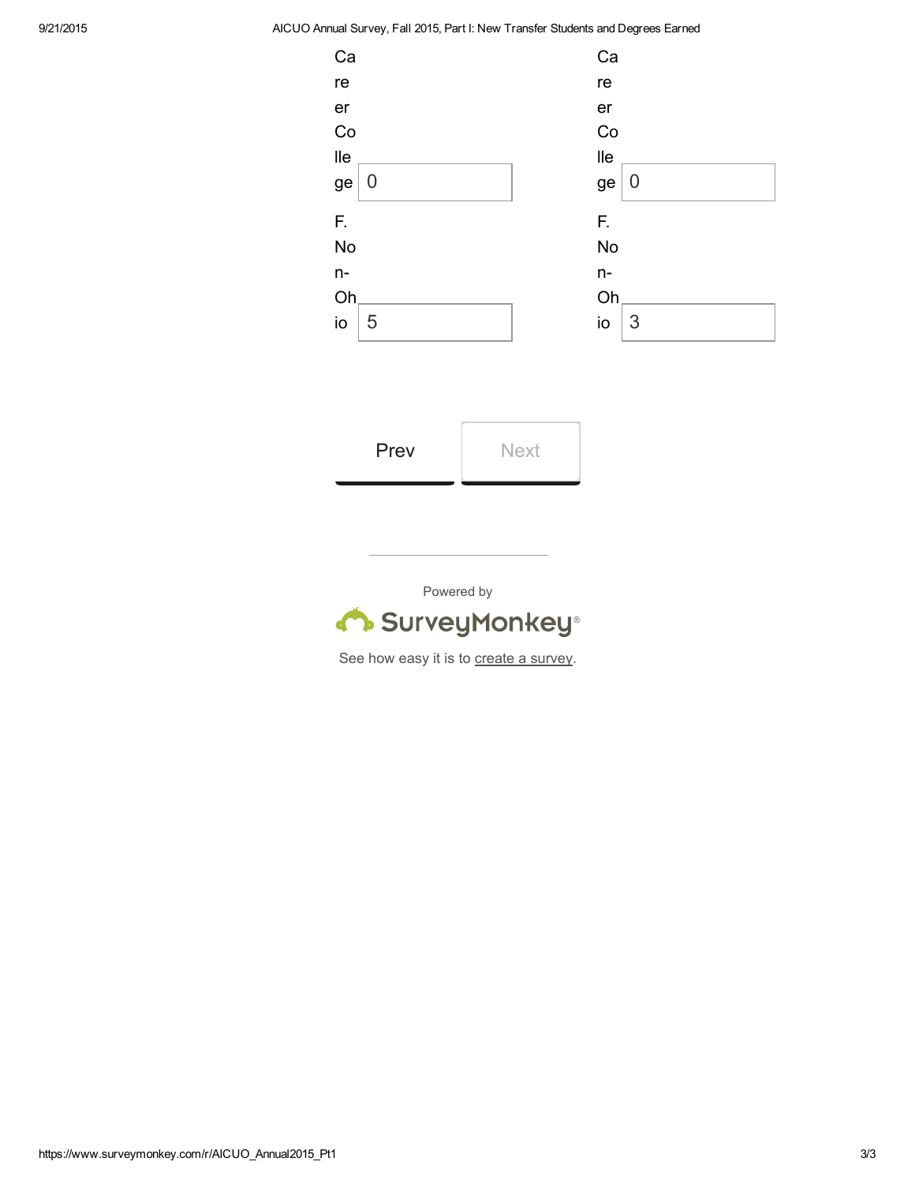| | Column 1 | Column 2 |
|---|---|---|
| Career College | 0 | 0 |
| F. Non-Ohio | 5 | 3 |

Prev Next

Powered by SurveyMonkey®

See how easy it is to create a survey.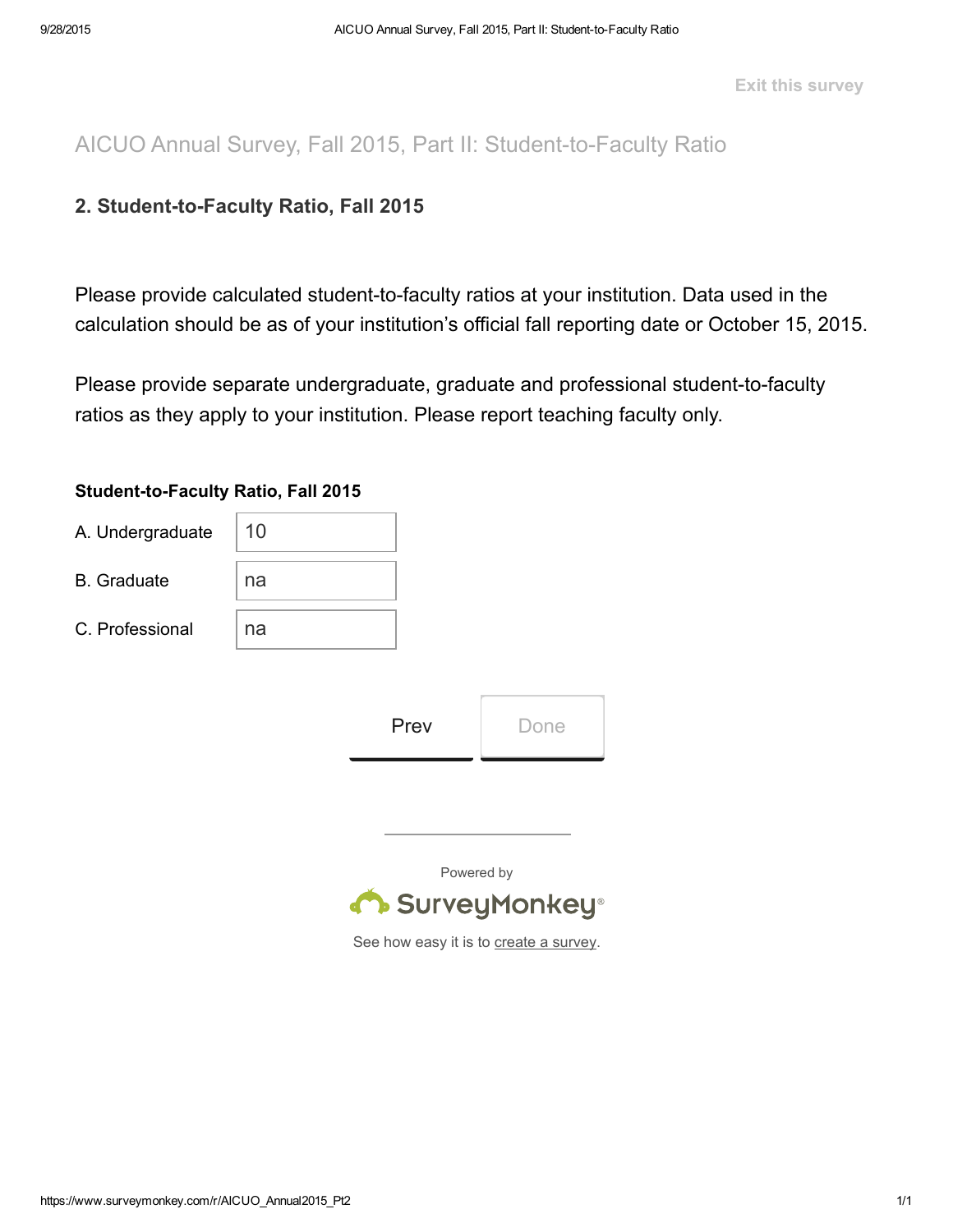Exit this survey

# AICUO Annual Survey, Fall 2015, Part II: Student-to-Faculty Ratio

## 2. Student-to-Faculty Ratio, Fall 2015

Please provide calculated student-to-faculty ratios at your institution. Data used in the calculation should be as of your institution's official fall reporting date or October 15, 2015.

Please provide separate undergraduate, graduate and professional student-to-faculty ratios as they apply to your institution. Please report teaching faculty only.

**Student-to-Faculty Ratio, Fall 2015**

| | |
|---|---|
| A. Undergraduate | 10 |
| B. Graduate | na |
| C. Professional | na |

Prev | Done

Powered by SurveyMonkey

See how easy it is to create a survey.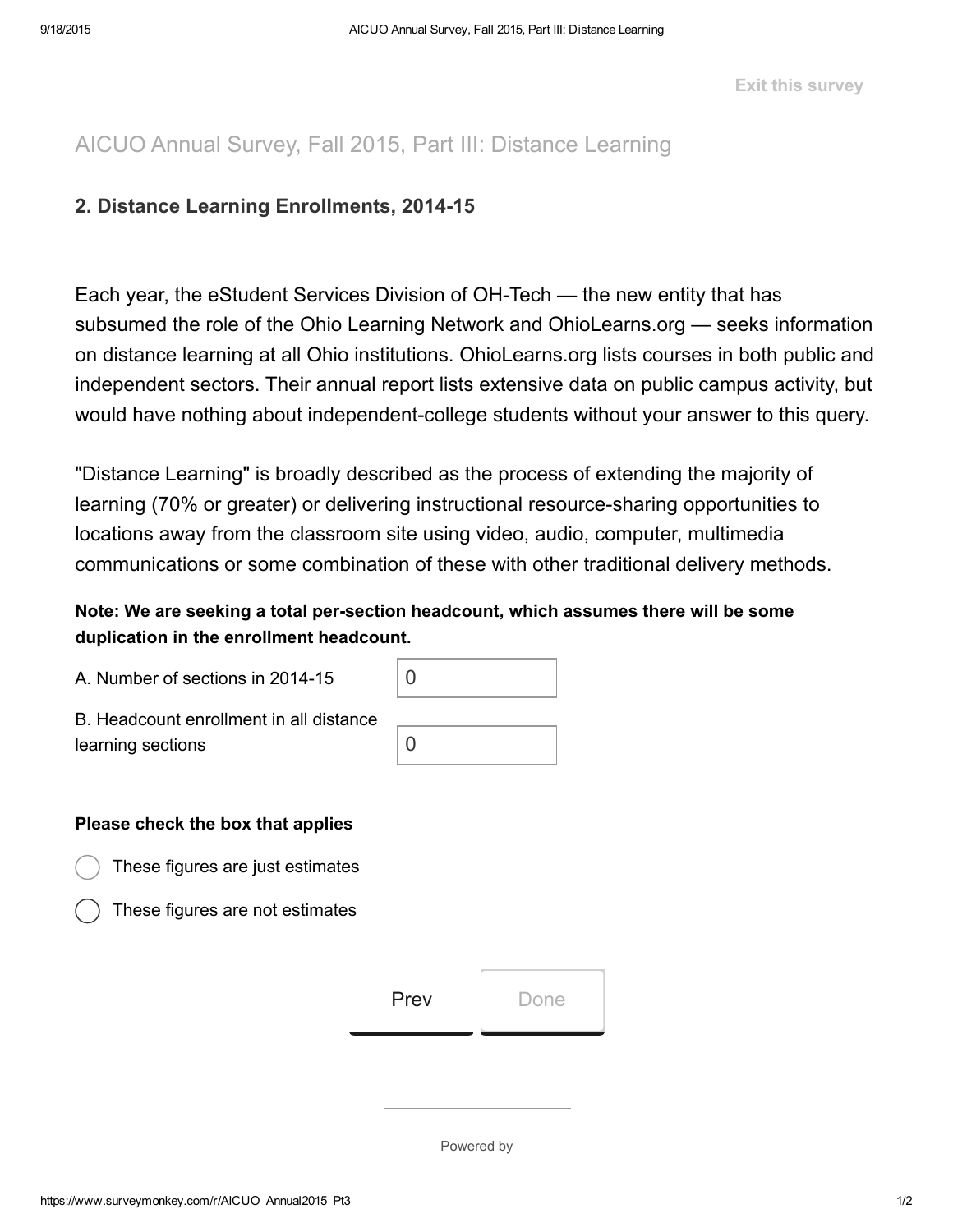Exit this survey

# AICUO Annual Survey, Fall 2015, Part III: Distance Learning

## 2. Distance Learning Enrollments, 2014-15

Each year, the eStudent Services Division of OH-Tech — the new entity that has subsumed the role of the Ohio Learning Network and OhioLearns.org — seeks information on distance learning at all Ohio institutions. OhioLearns.org lists courses in both public and independent sectors. Their annual report lists extensive data on public campus activity, but would have nothing about independent-college students without your answer to this query.

"Distance Learning" is broadly described as the process of extending the majority of learning (70% or greater) or delivering instructional resource-sharing opportunities to locations away from the classroom site using video, audio, computer, multimedia communications or some combination of these with other traditional delivery methods.

**Note: We are seeking a total per-section headcount, which assumes there will be some duplication in the enrollment headcount.**

A. Number of sections in 2014-15: 0

B. Headcount enrollment in all distance learning sections: 0

**Please check the box that applies**

- ◯ These figures are just estimates
- ◯ These figures are not estimates

Prev | Done

Powered by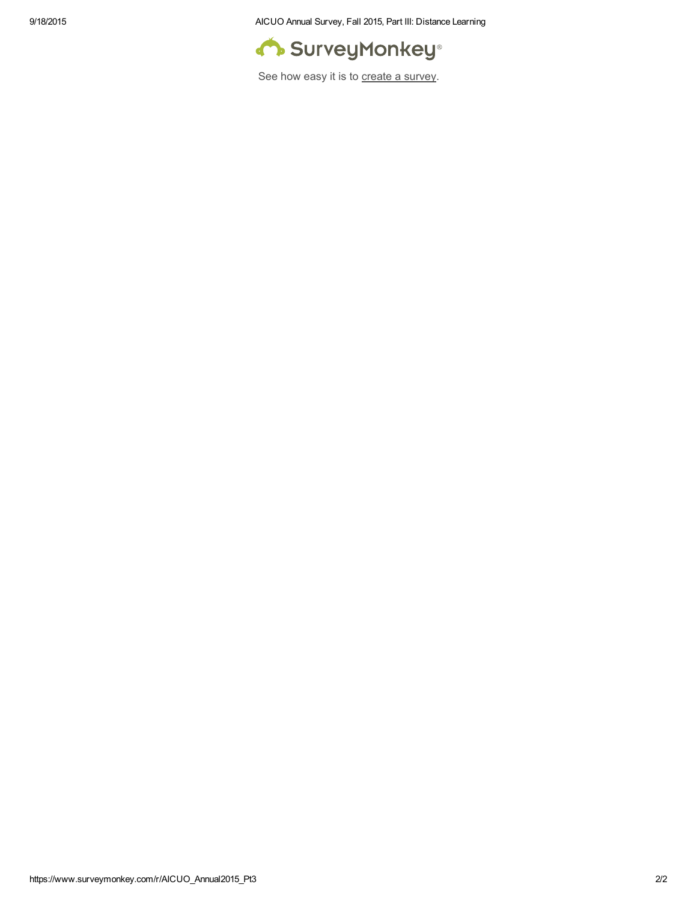SurveyMonkey®

See how easy it is to create a survey.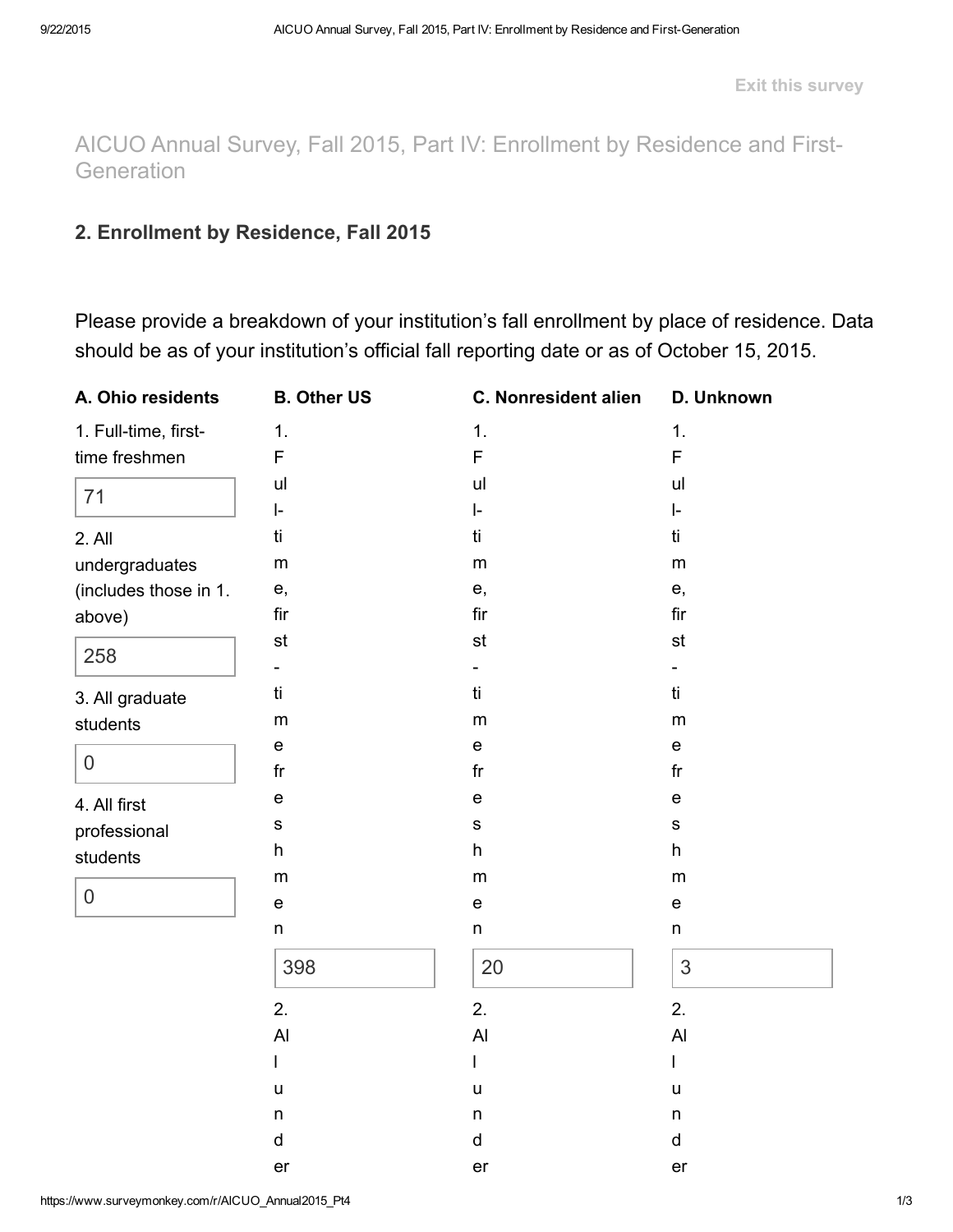# AICUO Annual Survey, Fall 2015, Part IV: Enrollment by Residence and First-Generation

## 2. Enrollment by Residence, Fall 2015

Please provide a breakdown of your institution's fall enrollment by place of residence. Data should be as of your institution's official fall reporting date or as of October 15, 2015.

**A. Ohio residents**

1. Full-time, first-time freshmen

   71

2. All undergraduates (includes those in 1. above)

   258

3. All graduate students

   0

4. All first professional students

   0

**B. Other US**

1. Full-time, first-time freshmen

   398

2. All under

**C. Nonresident alien**

1. Full-time, first-time freshmen

   20

2. All under

**D. Unknown**

1. Full-time, first-time freshmen

   3

2. All under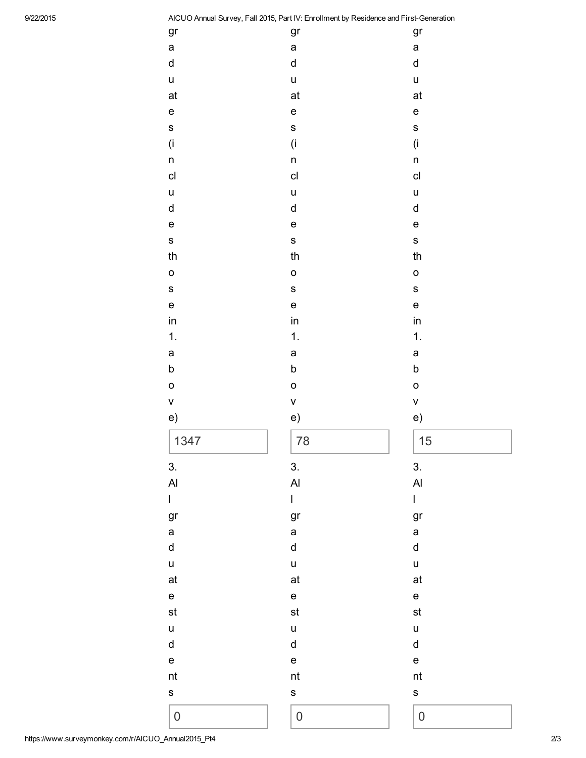| graduates (includes those in 1. above) | graduates (includes those in 1. above) | graduates (includes those in 1. above) |
| --- | --- | --- |
| 1347 | 78 | 15 |

| 3. All graduate students | 3. All graduate students | 3. All graduate students |
| --- | --- | --- |
| 0 | 0 | 0 |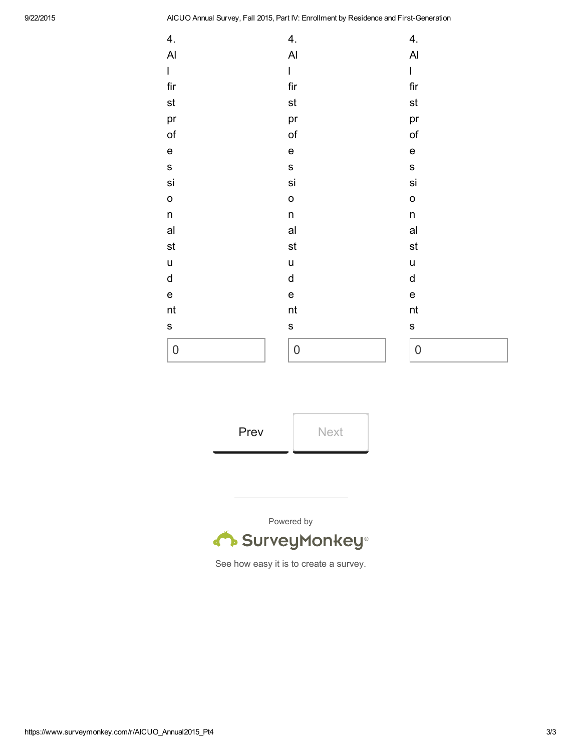| 4. All first professional students | 4. All first professional students | 4. All first professional students |
| --- | --- | --- |
| 0 | 0 | 0 |

Prev Next

Powered by SurveyMonkey®

See how easy it is to create a survey.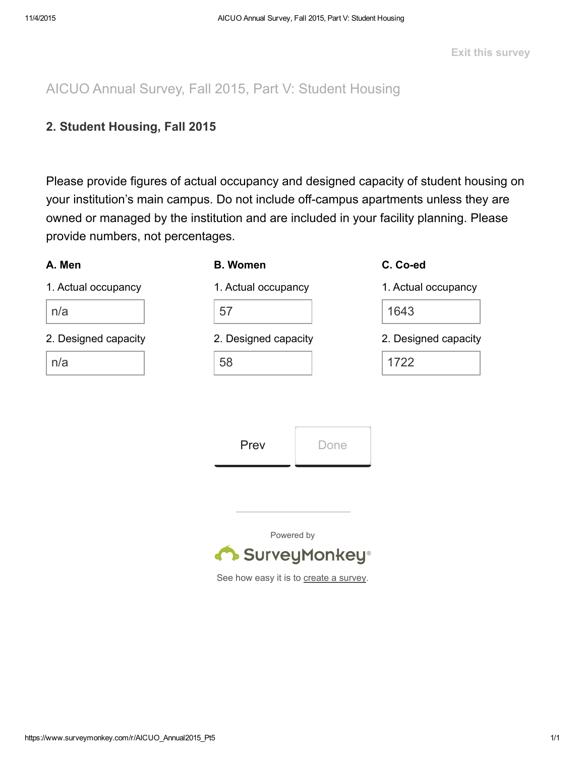Exit this survey

# AICUO Annual Survey, Fall 2015, Part V: Student Housing

## 2. Student Housing, Fall 2015

Please provide figures of actual occupancy and designed capacity of student housing on your institution's main campus. Do not include off-campus apartments unless they are owned or managed by the institution and are included in your facility planning. Please provide numbers, not percentages.

| | A. Men | B. Women | C. Co-ed |
|---|---|---|---|
| 1. Actual occupancy | n/a | 57 | 1643 |
| 2. Designed capacity | n/a | 58 | 1722 |

Prev | Done

Powered by SurveyMonkey

See how easy it is to create a survey.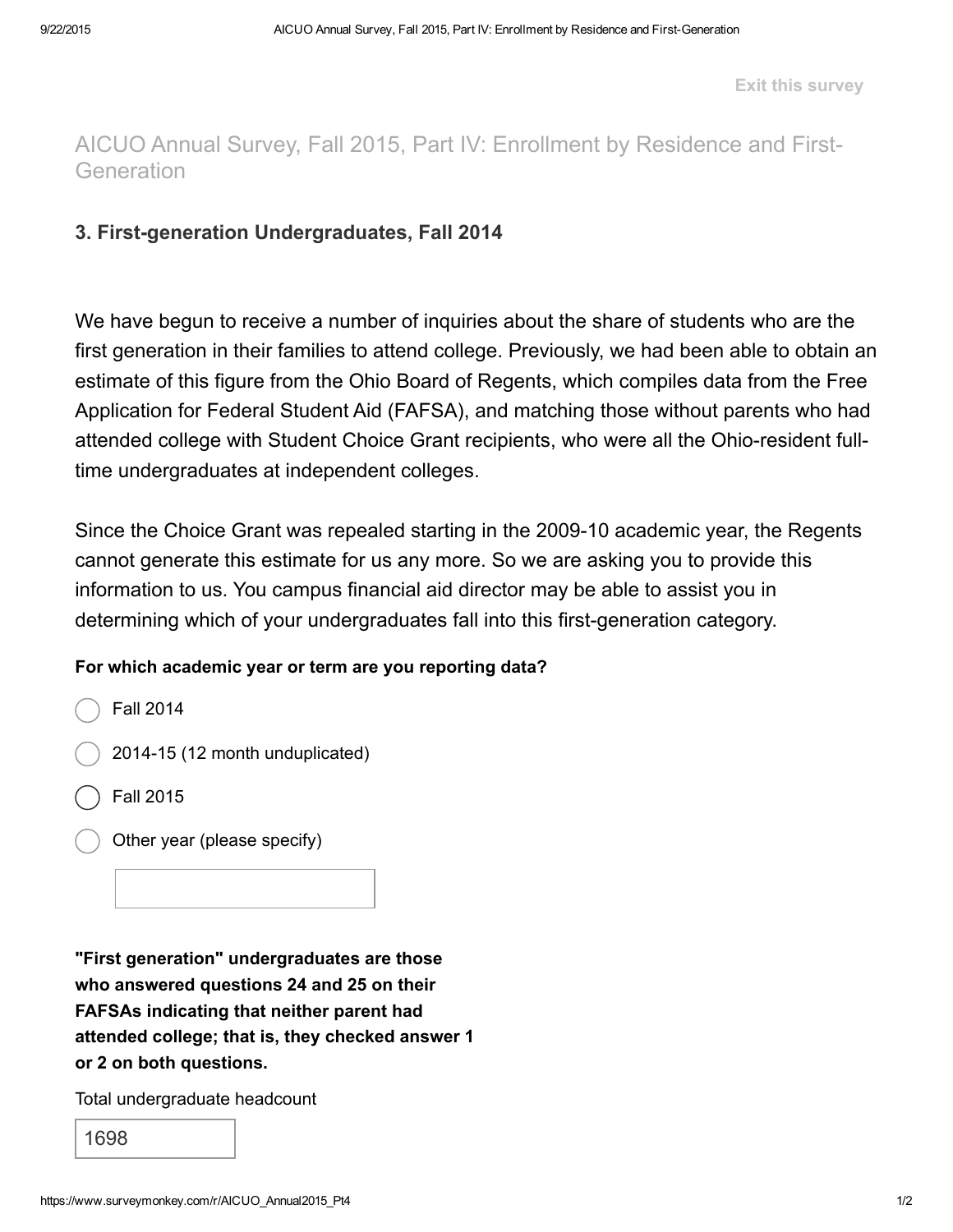Exit this survey

# AICUO Annual Survey, Fall 2015, Part IV: Enrollment by Residence and First-Generation

## 3. First-generation Undergraduates, Fall 2014

We have begun to receive a number of inquiries about the share of students who are the first generation in their families to attend college. Previously, we had been able to obtain an estimate of this figure from the Ohio Board of Regents, which compiles data from the Free Application for Federal Student Aid (FAFSA), and matching those without parents who had attended college with Student Choice Grant recipients, who were all the Ohio-resident full-time undergraduates at independent colleges.

Since the Choice Grant was repealed starting in the 2009-10 academic year, the Regents cannot generate this estimate for us any more. So we are asking you to provide this information to us. You campus financial aid director may be able to assist you in determining which of your undergraduates fall into this first-generation category.

**For which academic year or term are you reporting data?**

- ◯ Fall 2014
- ◯ 2014-15 (12 month unduplicated)
- ◯ Fall 2015
- ◯ Other year (please specify)

[ ]

**"First generation" undergraduates are those who answered questions 24 and 25 on their FAFSAs indicating that neither parent had attended college; that is, they checked answer 1 or 2 on both questions.**

Total undergraduate headcount

1698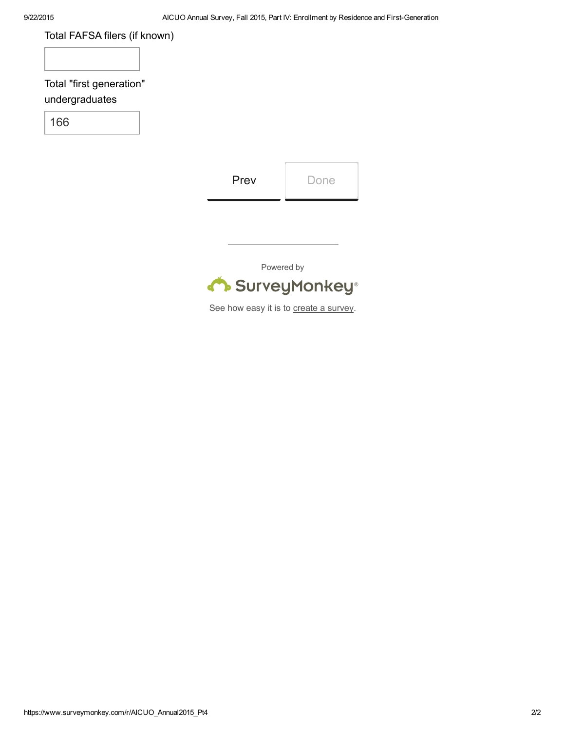Total FAFSA filers (if known)

Total "first generation" undergraduates

166

Prev

Done

Powered by

SurveyMonkey®

See how easy it is to create a survey.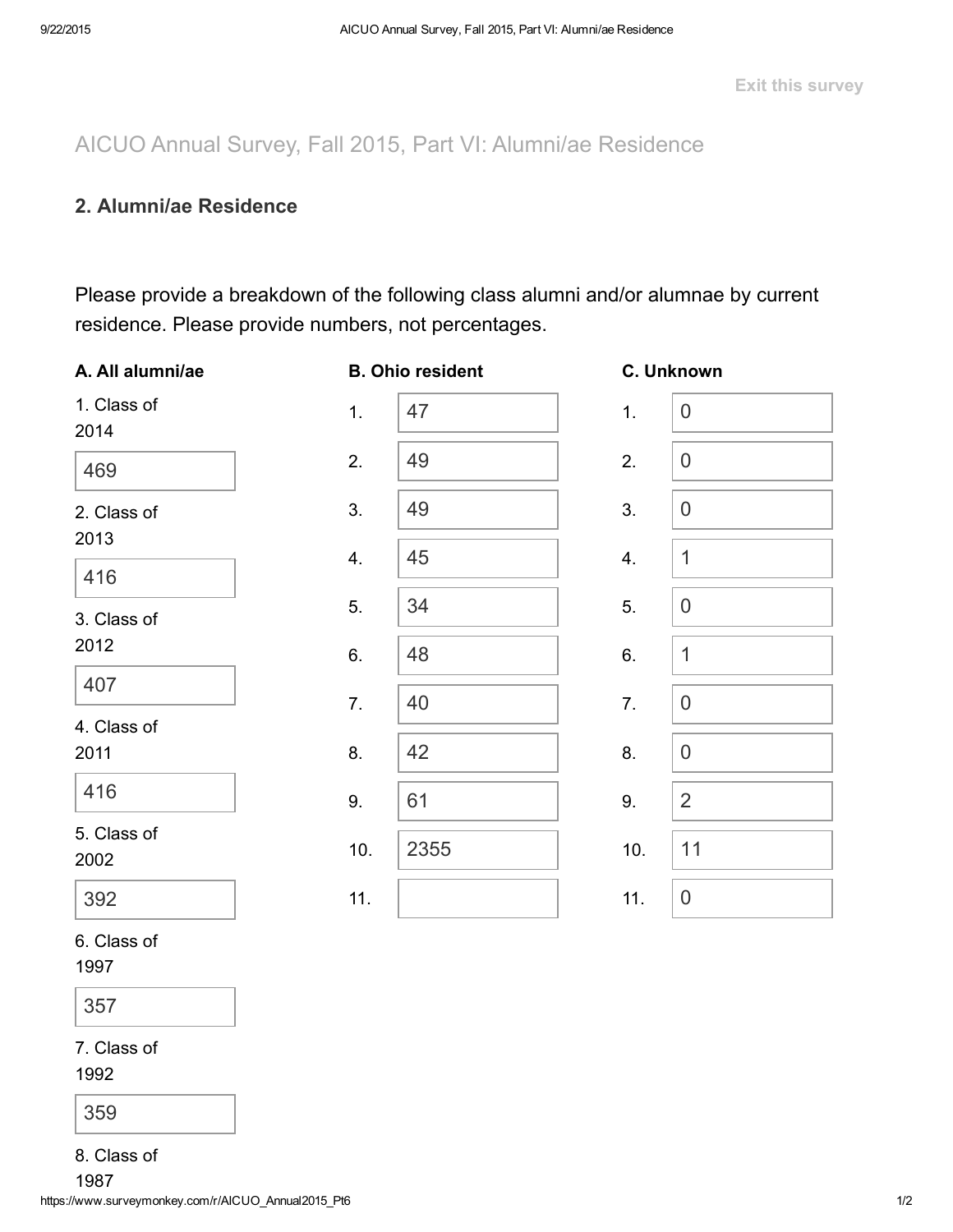Exit this survey

# AICUO Annual Survey, Fall 2015, Part VI: Alumni/ae Residence

## 2. Alumni/ae Residence

Please provide a breakdown of the following class alumni and/or alumnae by current residence. Please provide numbers, not percentages.

| A. All alumni/ae | | B. Ohio resident | | C. Unknown |
|---|---|---|---|---|
| 1. Class of 2014 | 469 | 1. 47 | | 1. 0 |
| 2. Class of 2013 | 416 | 2. 49 | | 2. 0 |
| 3. Class of 2012 | 407 | 3. 49 | | 3. 0 |
| 4. Class of 2011 | 416 | 4. 45 | | 4. 1 |
| 5. Class of 2002 | 392 | 5. 34 | | 5. 0 |
| 6. Class of 1997 | 357 | 6. 48 | | 6. 1 |
| 7. Class of 1992 | 359 | 7. 40 | | 7. 0 |
| 8. Class of 1987 | | 8. 42 | | 8. 0 |
| | | 9. 61 | | 9. 2 |
| | | 10. 2355 | | 10. 11 |
| | | 11. | | 11. 0 |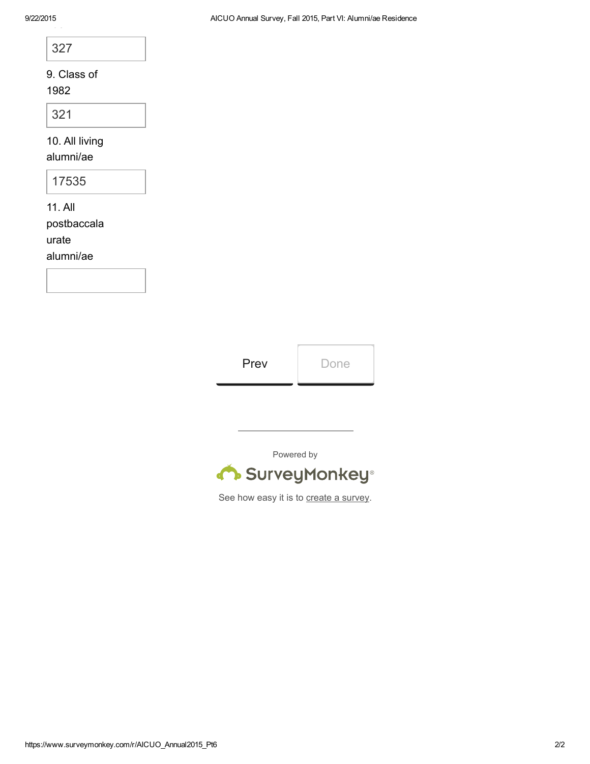327

9. Class of 1982

321

10. All living alumni/ae

17535

11. All postbaccalaurate alumni/ae

Prev

Done

Powered by

SurveyMonkey®

See how easy it is to create a survey.